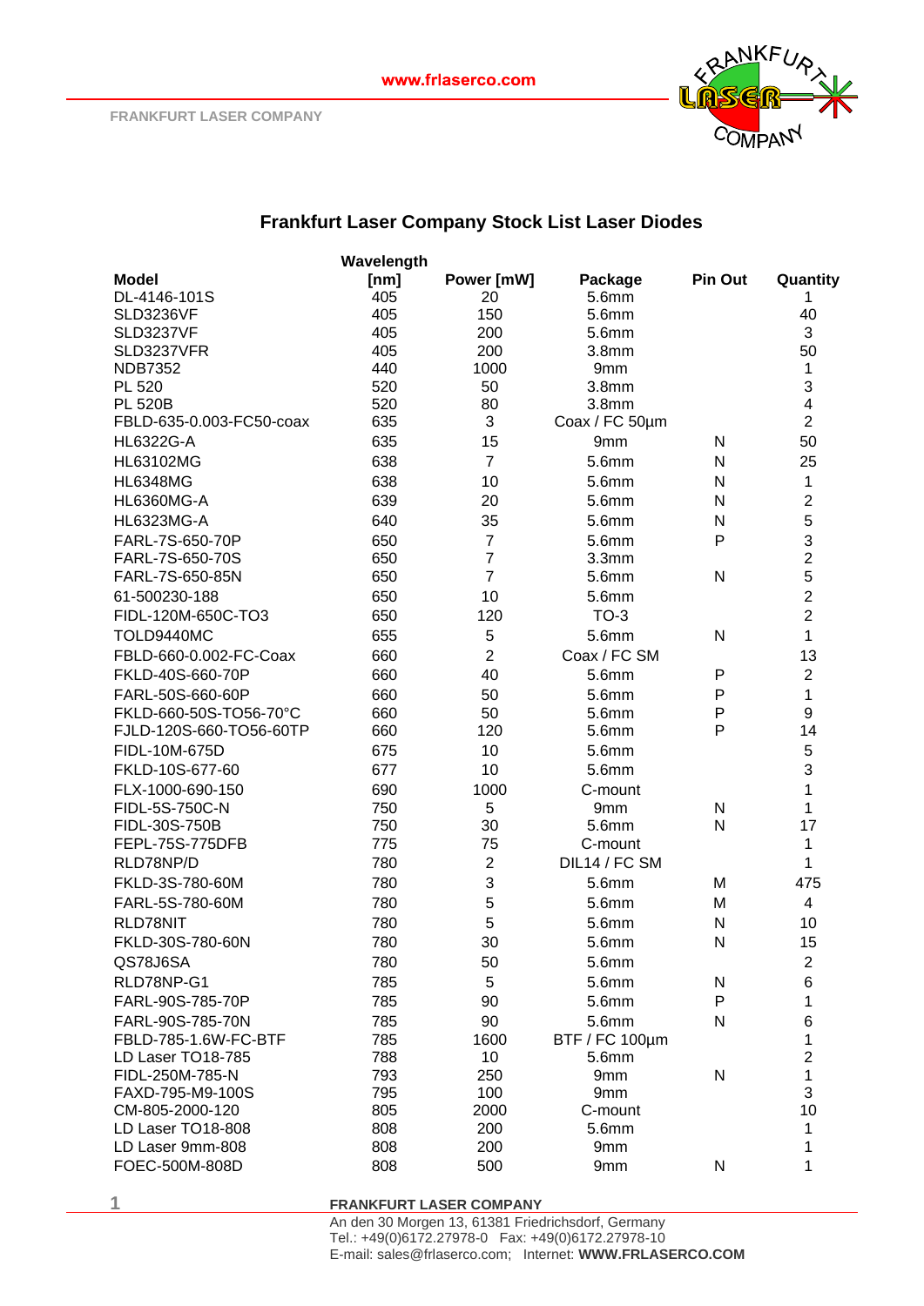# Frankfurt Laser Company Stock List Laser Diodes

| Model | Wavelength [nm] | Power [mW] | Package | Pin Out | Quantity |
|---|---|---|---|---|---|
| DL-4146-101S | 405 | 20 | 5.6mm | | 1 |
| SLD3236VF | 405 | 150 | 5.6mm | | 40 |
| SLD3237VF | 405 | 200 | 5.6mm | | 3 |
| SLD3237VFR | 405 | 200 | 3.8mm | | 50 |
| NDB7352 | 440 | 1000 | 9mm | | 1 |
| PL 520 | 520 | 50 | 3.8mm | | 3 |
| PL 520B | 520 | 80 | 3.8mm | | 4 |
| FBLD-635-0.003-FC50-coax | 635 | 3 | Coax / FC 50µm | | 2 |
| HL6322G-A | 635 | 15 | 9mm | N | 50 |
| HL63102MG | 638 | 7 | 5.6mm | N | 25 |
| HL6348MG | 638 | 10 | 5.6mm | N | 1 |
| HL6360MG-A | 639 | 20 | 5.6mm | N | 2 |
| HL6323MG-A | 640 | 35 | 5.6mm | N | 5 |
| FARL-7S-650-70P | 650 | 7 | 5.6mm | P | 3 |
| FARL-7S-650-70S | 650 | 7 | 3.3mm | | 2 |
| FARL-7S-650-85N | 650 | 7 | 5.6mm | N | 5 |
| 61-500230-188 | 650 | 10 | 5.6mm | | 2 |
| FIDL-120M-650C-TO3 | 650 | 120 | TO-3 | | 2 |
| TOLD9440MC | 655 | 5 | 5.6mm | N | 1 |
| FBLD-660-0.002-FC-Coax | 660 | 2 | Coax / FC SM | | 13 |
| FKLD-40S-660-70P | 660 | 40 | 5.6mm | P | 2 |
| FARL-50S-660-60P | 660 | 50 | 5.6mm | P | 1 |
| FKLD-660-50S-TO56-70°C | 660 | 50 | 5.6mm | P | 9 |
| FJLD-120S-660-TO56-60TP | 660 | 120 | 5.6mm | P | 14 |
| FIDL-10M-675D | 675 | 10 | 5.6mm | | 5 |
| FKLD-10S-677-60 | 677 | 10 | 5.6mm | | 3 |
| FLX-1000-690-150 | 690 | 1000 | C-mount | | 1 |
| FIDL-5S-750C-N | 750 | 5 | 9mm | N | 1 |
| FIDL-30S-750B | 750 | 30 | 5.6mm | N | 17 |
| FEPL-75S-775DFB | 775 | 75 | C-mount | | 1 |
| RLD78NP/D | 780 | 2 | DIL14 / FC SM | | 1 |
| FKLD-3S-780-60M | 780 | 3 | 5.6mm | M | 475 |
| FARL-5S-780-60M | 780 | 5 | 5.6mm | M | 4 |
| RLD78NIT | 780 | 5 | 5.6mm | N | 10 |
| FKLD-30S-780-60N | 780 | 30 | 5.6mm | N | 15 |
| QS78J6SA | 780 | 50 | 5.6mm | | 2 |
| RLD78NP-G1 | 785 | 5 | 5.6mm | N | 6 |
| FARL-90S-785-70P | 785 | 90 | 5.6mm | P | 1 |
| FARL-90S-785-70N | 785 | 90 | 5.6mm | N | 6 |
| FBLD-785-1.6W-FC-BTF | 785 | 1600 | BTF / FC 100µm | | 1 |
| LD Laser TO18-785 | 788 | 10 | 5.6mm | | 2 |
| FIDL-250M-785-N | 793 | 250 | 9mm | N | 1 |
| FAXD-795-M9-100S | 795 | 100 | 9mm | | 3 |
| CM-805-2000-120 | 805 | 2000 | C-mount | | 10 |
| LD Laser TO18-808 | 808 | 200 | 5.6mm | | 1 |
| LD Laser 9mm-808 | 808 | 200 | 9mm | | 1 |
| FOEC-500M-808D | 808 | 500 | 9mm | N | 1 |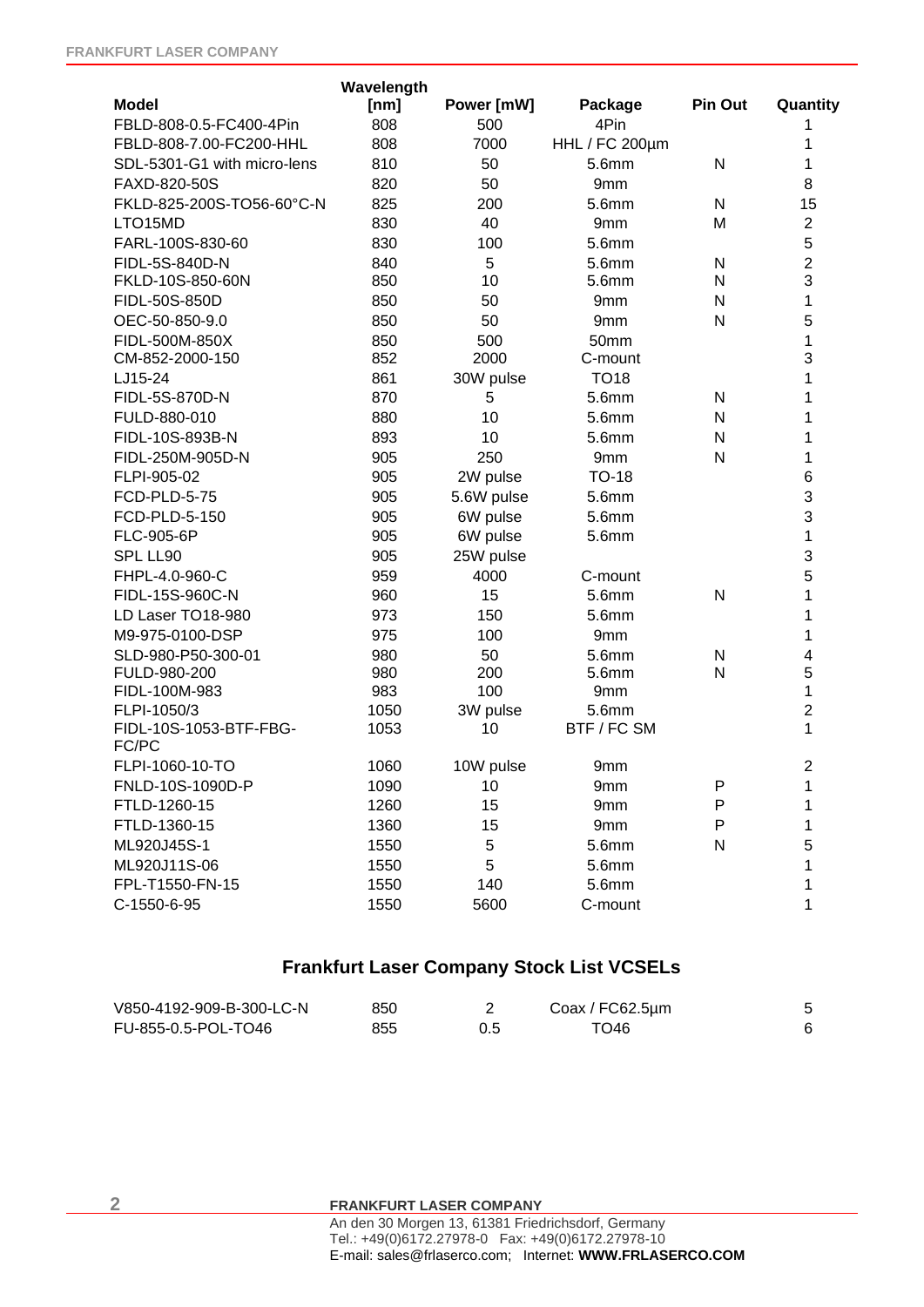| Model | Wavelength [nm] | Power [mW] | Package | Pin Out | Quantity |
|---|---|---|---|---|---|
| FBLD-808-0.5-FC400-4Pin | 808 | 500 | 4Pin | | 1 |
| FBLD-808-7.00-FC200-HHL | 808 | 7000 | HHL / FC 200µm | | 1 |
| SDL-5301-G1 with micro-lens | 810 | 50 | 5.6mm | N | 1 |
| FAXD-820-50S | 820 | 50 | 9mm | | 8 |
| FKLD-825-200S-TO56-60°C-N | 825 | 200 | 5.6mm | N | 15 |
| LTO15MD | 830 | 40 | 9mm | M | 2 |
| FARL-100S-830-60 | 830 | 100 | 5.6mm | | 5 |
| FIDL-5S-840D-N | 840 | 5 | 5.6mm | N | 2 |
| FKLD-10S-850-60N | 850 | 10 | 5.6mm | N | 3 |
| FIDL-50S-850D | 850 | 50 | 9mm | N | 1 |
| OEC-50-850-9.0 | 850 | 50 | 9mm | N | 5 |
| FIDL-500M-850X | 850 | 500 | 50mm | | 1 |
| CM-852-2000-150 | 852 | 2000 | C-mount | | 3 |
| LJ15-24 | 861 | 30W pulse | TO18 | | 1 |
| FIDL-5S-870D-N | 870 | 5 | 5.6mm | N | 1 |
| FULD-880-010 | 880 | 10 | 5.6mm | N | 1 |
| FIDL-10S-893B-N | 893 | 10 | 5.6mm | N | 1 |
| FIDL-250M-905D-N | 905 | 250 | 9mm | N | 1 |
| FLPI-905-02 | 905 | 2W pulse | TO-18 | | 6 |
| FCD-PLD-5-75 | 905 | 5.6W pulse | 5.6mm | | 3 |
| FCD-PLD-5-150 | 905 | 6W pulse | 5.6mm | | 3 |
| FLC-905-6P | 905 | 6W pulse | 5.6mm | | 1 |
| SPL LL90 | 905 | 25W pulse | | | 3 |
| FHPL-4.0-960-C | 959 | 4000 | C-mount | | 5 |
| FIDL-15S-960C-N | 960 | 15 | 5.6mm | N | 1 |
| LD Laser TO18-980 | 973 | 150 | 5.6mm | | 1 |
| M9-975-0100-DSP | 975 | 100 | 9mm | | 1 |
| SLD-980-P50-300-01 | 980 | 50 | 5.6mm | N | 4 |
| FULD-980-200 | 980 | 200 | 5.6mm | N | 5 |
| FIDL-100M-983 | 983 | 100 | 9mm | | 1 |
| FLPI-1050/3 | 1050 | 3W pulse | 5.6mm | | 2 |
| FIDL-10S-1053-BTF-FBG-FC/PC | 1053 | 10 | BTF / FC SM | | 1 |
| FLPI-1060-10-TO | 1060 | 10W pulse | 9mm | | 2 |
| FNLD-10S-1090D-P | 1090 | 10 | 9mm | P | 1 |
| FTLD-1260-15 | 1260 | 15 | 9mm | P | 1 |
| FTLD-1360-15 | 1360 | 15 | 9mm | P | 1 |
| ML920J45S-1 | 1550 | 5 | 5.6mm | N | 5 |
| ML920J11S-06 | 1550 | 5 | 5.6mm | | 1 |
| FPL-T1550-FN-15 | 1550 | 140 | 5.6mm | | 1 |
| C-1550-6-95 | 1550 | 5600 | C-mount | | 1 |

## Frankfurt Laser Company Stock List VCSELs

| Model | Wavelength [nm] | Power [mW] | Package | Pin Out | Quantity |
|---|---|---|---|---|---|
| V850-4192-909-B-300-LC-N | 850 | 2 | Coax / FC62.5µm | | 5 |
| FU-855-0.5-POL-TO46 | 855 | 0.5 | TO46 | | 6 |

**FRANKFURT LASER COMPANY**
An den 30 Morgen 13, 61381 Friedrichsdorf, Germany
Tel.: +49(0)6172.27978-0 Fax: +49(0)6172.27978-10
E-mail: sales@frlaserco.com; Internet: **WWW.FRLASERCO.COM**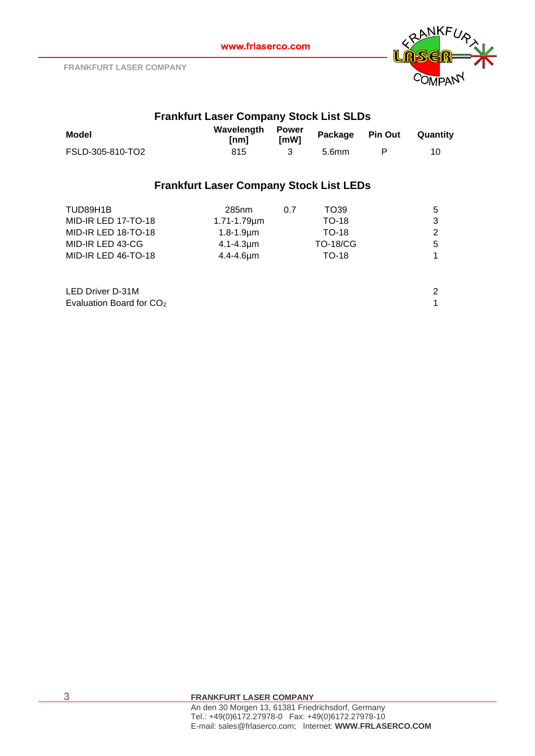## Frankfurt Laser Company Stock List SLDs

| Model | Wavelength [nm] | Power [mW] | Package | Pin Out | Quantity |
|---|---|---|---|---|---|
| FSLD-305-810-TO2 | 815 | 3 | 5.6mm | P | 10 |

## Frankfurt Laser Company Stock List LEDs

| | | | | | |
|---|---|---|---|---|---|
| TUD89H1B | 285nm | 0.7 | TO39 | | 5 |
| MID-IR LED 17-TO-18 | 1.71-1.79µm | | TO-18 | | 3 |
| MID-IR LED 18-TO-18 | 1.8-1.9µm | | TO-18 | | 2 |
| MID-IR LED 43-CG | 4.1-4.3µm | | TO-18/CG | | 5 |
| MID-IR LED 46-TO-18 | 4.4-4.6µm | | TO-18 | | 1 |

| | |
|---|---|
| LED Driver D-31M | 2 |
| Evaluation Board for $CO_2$ | 1 |

**FRANKFURT LASER COMPANY**
An den 30 Morgen 13, 61381 Friedrichsdorf, Germany
Tel.: +49(0)6172.27978-0 Fax: +49(0)6172.27978-10
E-mail: sales@frlaserco.com; Internet: **WWW.FRLASERCO.COM**